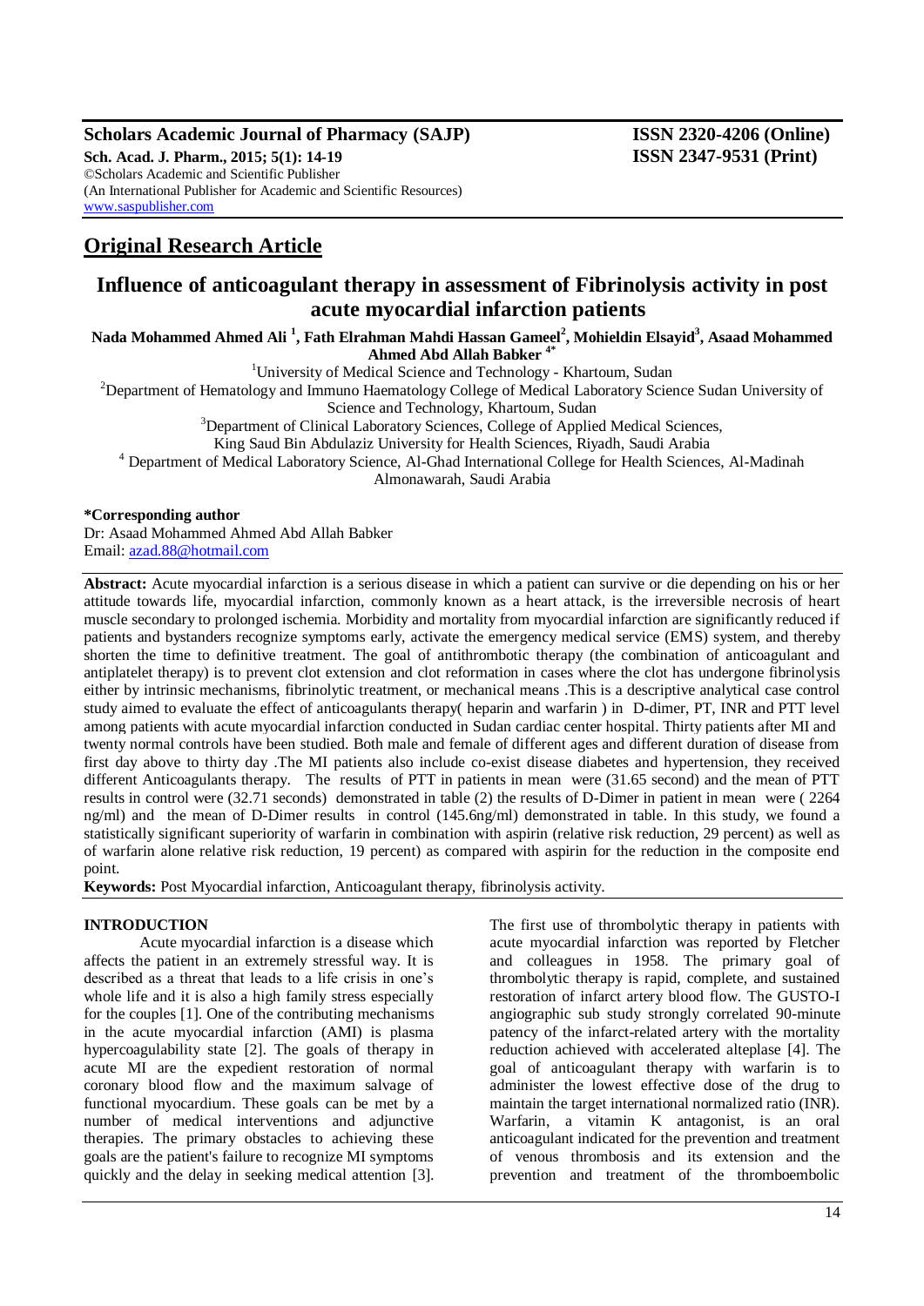**Scholars Academic Journal of Pharmacy (SAJP)** **ISSN 2320-4206 (Online)**

**Sch. Acad. J. Pharm., 2015; 5(1): 14-19** **ISSN 2347-9531 (Print)**

©Scholars Academic and Scientific Publisher
(An International Publisher for Academic and Scientific Resources)
www.saspublisher.com

## Original Research Article

# Influence of anticoagulant therapy in assessment of Fibrinolysis activity in post acute myocardial infarction patients

**Nada Mohammed Ahmed Ali [1], Fath Elrahman Mahdi Hassan Gameel[2], Mohieldin Elsayid[3], Asaad Mohammed Ahmed Abd Allah Babker [4*]**

[1]University of Medical Science and Technology - Khartoum, Sudan

[2]Department of Hematology and Immuno Haematology College of Medical Laboratory Science Sudan University of Science and Technology, Khartoum, Sudan

[3]Department of Clinical Laboratory Sciences, College of Applied Medical Sciences, King Saud Bin Abdulaziz University for Health Sciences, Riyadh, Saudi Arabia

[4] Department of Medical Laboratory Science, Al-Ghad International College for Health Sciences, Al-Madinah Almonawarah, Saudi Arabia

**\*Corresponding author**
Dr: Asaad Mohammed Ahmed Abd Allah Babker
Email: azad.88@hotmail.com

**Abstract:** Acute myocardial infarction is a serious disease in which a patient can survive or die depending on his or her attitude towards life, myocardial infarction, commonly known as a heart attack, is the irreversible necrosis of heart muscle secondary to prolonged ischemia. Morbidity and mortality from myocardial infarction are significantly reduced if patients and bystanders recognize symptoms early, activate the emergency medical service (EMS) system, and thereby shorten the time to definitive treatment. The goal of antithrombotic therapy (the combination of anticoagulant and antiplatelet therapy) is to prevent clot extension and clot reformation in cases where the clot has undergone fibrinolysis either by intrinsic mechanisms, fibrinolytic treatment, or mechanical means .This is a descriptive analytical case control study aimed to evaluate the effect of anticoagulants therapy( heparin and warfarin ) in D-dimer, PT, INR and PTT level among patients with acute myocardial infarction conducted in Sudan cardiac center hospital. Thirty patients after MI and twenty normal controls have been studied. Both male and female of different ages and different duration of disease from first day above to thirty day .The MI patients also include co-exist disease diabetes and hypertension, they received different Anticoagulants therapy. The results of PTT in patients in mean were (31.65 second) and the mean of PTT results in control were (32.71 seconds) demonstrated in table (2) the results of D-Dimer in patient in mean were ( 2264 ng/ml) and the mean of D-Dimer results in control (145.6ng/ml) demonstrated in table. In this study, we found a statistically significant superiority of warfarin in combination with aspirin (relative risk reduction, 29 percent) as well as of warfarin alone relative risk reduction, 19 percent) as compared with aspirin for the reduction in the composite end point.

**Keywords:** Post Myocardial infarction, Anticoagulant therapy, fibrinolysis activity.

## INTRODUCTION

Acute myocardial infarction is a disease which affects the patient in an extremely stressful way. It is described as a threat that leads to a life crisis in one's whole life and it is also a high family stress especially for the couples [1]. One of the contributing mechanisms in the acute myocardial infarction (AMI) is plasma hypercoagulability state [2]. The goals of therapy in acute MI are the expedient restoration of normal coronary blood flow and the maximum salvage of functional myocardium. These goals can be met by a number of medical interventions and adjunctive therapies. The primary obstacles to achieving these goals are the patient's failure to recognize MI symptoms quickly and the delay in seeking medical attention [3]. The first use of thrombolytic therapy in patients with acute myocardial infarction was reported by Fletcher and colleagues in 1958. The primary goal of thrombolytic therapy is rapid, complete, and sustained restoration of infarct artery blood flow. The GUSTO-I angiographic sub study strongly correlated 90-minute patency of the infarct-related artery with the mortality reduction achieved with accelerated alteplase [4]. The goal of anticoagulant therapy with warfarin is to administer the lowest effective dose of the drug to maintain the target international normalized ratio (INR). Warfarin, a vitamin K antagonist, is an oral anticoagulant indicated for the prevention and treatment of venous thrombosis and its extension and the prevention and treatment of the thromboembolic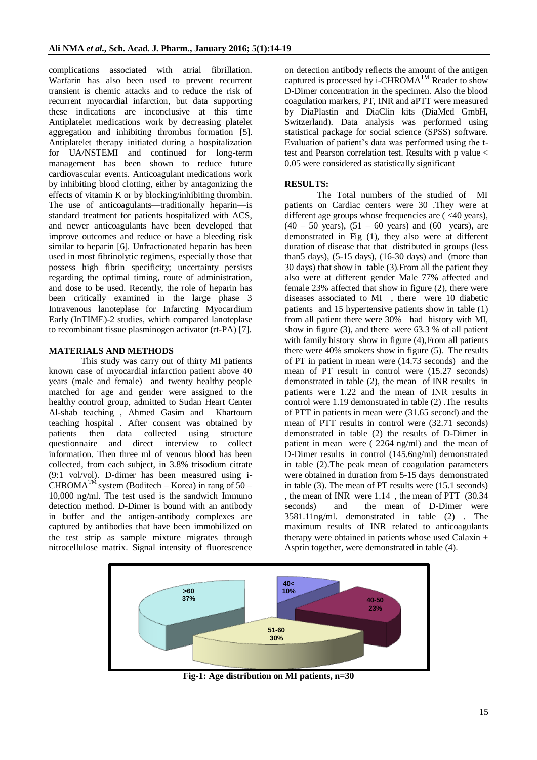complications associated with atrial fibrillation. Warfarin has also been used to prevent recurrent transient is chemic attacks and to reduce the risk of recurrent myocardial infarction, but data supporting these indications are inconclusive at this time Antiplatelet medications work by decreasing platelet aggregation and inhibiting thrombus formation [5]. Antiplatelet therapy initiated during a hospitalization for UA/NSTEMI and continued for long-term management has been shown to reduce future cardiovascular events. Anticoagulant medications work by inhibiting blood clotting, either by antagonizing the effects of vitamin K or by blocking/inhibiting thrombin. The use of anticoagulants—traditionally heparin—is standard treatment for patients hospitalized with ACS, and newer anticoagulants have been developed that improve outcomes and reduce or have a bleeding risk similar to heparin [6]. Unfractionated heparin has been used in most fibrinolytic regimens, especially those that possess high fibrin specificity; uncertainty persists regarding the optimal timing, route of administration, and dose to be used. Recently, the role of heparin has been critically examined in the large phase 3 Intravenous lanoteplase for Infarcting Myocardium Early (InTIME)-2 studies, which compared lanoteplase to recombinant tissue plasminogen activator (rt-PA) [7].

## MATERIALS AND METHODS

This study was carry out of thirty MI patients known case of myocardial infarction patient above 40 years (male and female) and twenty healthy people matched for age and gender were assigned to the healthy control group, admitted to Sudan Heart Center Al-shab teaching , Ahmed Gasim and Khartoum teaching hospital . After consent was obtained by patients then data collected using structure questionnaire and direct interview to collect information. Then three ml of venous blood has been collected, from each subject, in 3.8% trisodium citrate (9:1 vol/vol). D-dimer has been measured using i-CHROMA™ system (Boditech – Korea) in rang of 50 – 10,000 ng/ml. The test used is the sandwich Immuno detection method. D-Dimer is bound with an antibody in buffer and the antigen-antibody complexes are captured by antibodies that have been immobilized on the test strip as sample mixture migrates through nitrocellulose matrix. Signal intensity of fluorescence on detection antibody reflects the amount of the antigen captured is processed by i-CHROMA™ Reader to show D-Dimer concentration in the specimen. Also the blood coagulation markers, PT, INR and aPTT were measured by DiaPlastin and DiaClin kits (DiaMed GmbH, Switzerland). Data analysis was performed using statistical package for social science (SPSS) software. Evaluation of patient's data was performed using the t-test and Pearson correlation test. Results with p value < 0.05 were considered as statistically significant

## RESULTS:

The Total numbers of the studied of MI patients on Cardiac centers were 30 .They were at different age groups whose frequencies are ( <40 years), (40 – 50 years), (51 – 60 years) and (60 years), are demonstrated in Fig (1), they also were at different duration of disease that that distributed in groups (less than5 days), (5-15 days), (16-30 days) and (more than 30 days) that show in table (3).From all the patient they also were at different gender Male 77% affected and female 23% affected that show in figure (2), there were diseases associated to MI , there were 10 diabetic patients and 15 hypertensive patients show in table (1) from all patient there were 30% had history with MI, show in figure (3), and there were 63.3 % of all patient with family history show in figure (4),From all patients there were 40% smokers show in figure (5). The results of PT in patient in mean were (14.73 seconds) and the mean of PT result in control were (15.27 seconds) demonstrated in table (2), the mean of INR results in patients were 1.22 and the mean of INR results in control were 1.19 demonstrated in table (2) .The results of PTT in patients in mean were (31.65 second) and the mean of PTT results in control were (32.71 seconds) demonstrated in table (2) the results of D-Dimer in patient in mean were ( 2264 ng/ml) and the mean of D-Dimer results in control (145.6ng/ml) demonstrated in table (2).The peak mean of coagulation parameters were obtained in duration from 5-15 days demonstrated in table (3). The mean of PT results were (15.1 seconds) , the mean of INR were 1.14 , the mean of PTT (30.34 seconds) and the mean of D-Dimer were 3581.11ng/ml. demonstrated in table (2) . The maximum results of INR related to anticoagulants therapy were obtained in patients whose used Calaxin + Asprin together, were demonstrated in table (4).

**Fig-1: Age distribution on MI patients, n=30**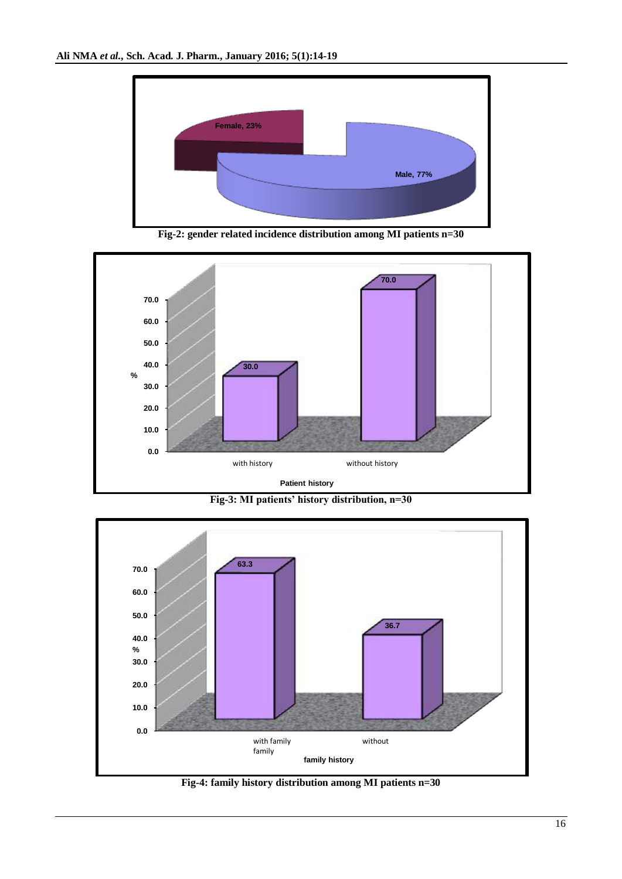Fig-2: gender related incidence distribution among MI patients n=30

Fig-3: MI patients' history distribution, n=30

Fig-4: family history distribution among MI patients n=30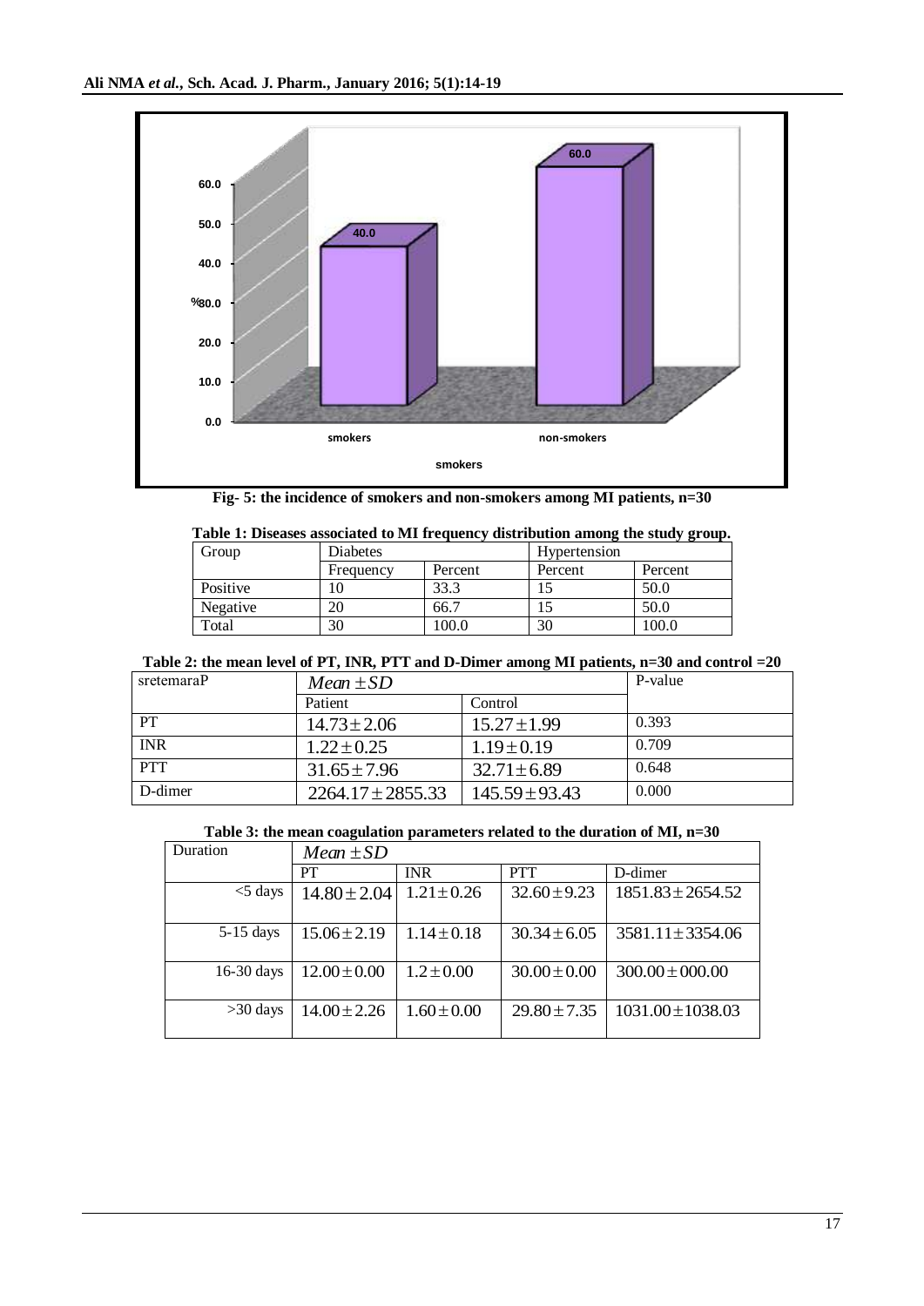Fig- 5: the incidence of smokers and non-smokers among MI patients, n=30

**Table 1: Diseases associated to MI frequency distribution among the study group.**

| Group | Diabetes | | Hypertension | |
|---|---|---|---|---|
| | Frequency | Percent | Percent | Percent |
| Positive | 10 | 33.3 | 15 | 50.0 |
| Negative | 20 | 66.7 | 15 | 50.0 |
| Total | 30 | 100.0 | 30 | 100.0 |

**Table 2: the mean level of PT, INR, PTT and D-Dimer among MI patients, n=30 and control =20**

| sretemaraP | $Mean \pm SD$ | | P-value |
|---|---|---|---|
| | Patient | Control | |
| PT | $14.73 \pm 2.06$ | $15.27 \pm 1.99$ | 0.393 |
| INR | $1.22 \pm 0.25$ | $1.19 \pm 0.19$ | 0.709 |
| PTT | $31.65 \pm 7.96$ | $32.71 \pm 6.89$ | 0.648 |
| D-dimer | $2264.17 \pm 2855.33$ | $145.59 \pm 93.43$ | 0.000 |

**Table 3: the mean coagulation parameters related to the duration of MI, n=30**

| Duration | $Mean \pm SD$ | | | |
|---|---|---|---|---|
| | PT | INR | PTT | D-dimer |
| <5 days | $14.80 \pm 2.04$ | $1.21 \pm 0.26$ | $32.60 \pm 9.23$ | $1851.83 \pm 2654.52$ |
| 5-15 days | $15.06 \pm 2.19$ | $1.14 \pm 0.18$ | $30.34 \pm 6.05$ | $3581.11 \pm 3354.06$ |
| 16-30 days | $12.00 \pm 0.00$ | $1.2 \pm 0.00$ | $30.00 \pm 0.00$ | $300.00 \pm 000.00$ |
| >30 days | $14.00 \pm 2.26$ | $1.60 \pm 0.00$ | $29.80 \pm 7.35$ | $1031.00 \pm 1038.03$ |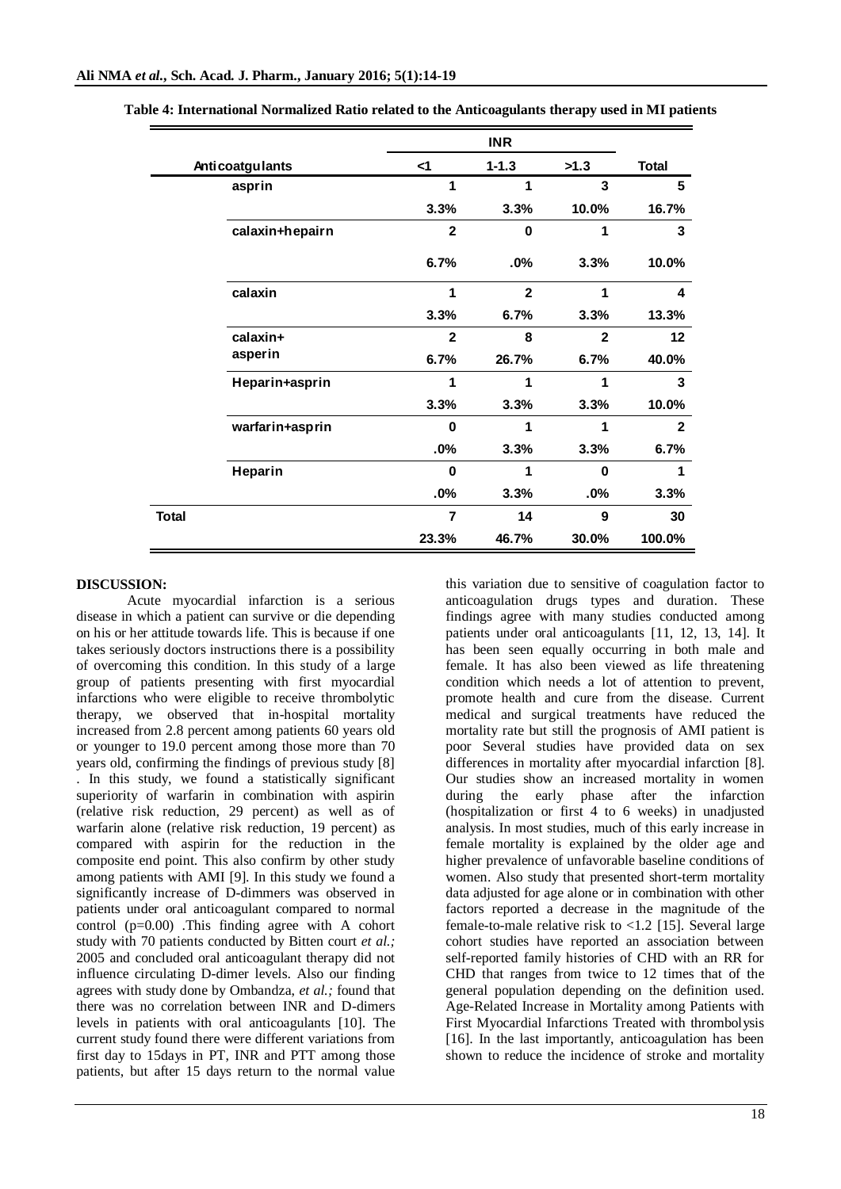**Table 4: International Normalized Ratio related to the Anticoagulants therapy used in MI patients**

| Anticoatgulants | | INR | | | Total |
|---|---|---|---|---|---|
| | | <1 | 1-1.3 | >1.3 | |
| | asprin | 1 | 1 | 3 | 5 |
| | | 3.3% | 3.3% | 10.0% | 16.7% |
| | calaxin+hepairn | 2 | 0 | 1 | 3 |
| | | 6.7% | .0% | 3.3% | 10.0% |
| | calaxin | 1 | 2 | 1 | 4 |
| | | 3.3% | 6.7% | 3.3% | 13.3% |
| | calaxin+ asperin | 2 | 8 | 2 | 12 |
| | | 6.7% | 26.7% | 6.7% | 40.0% |
| | Heparin+asprin | 1 | 1 | 1 | 3 |
| | | 3.3% | 3.3% | 3.3% | 10.0% |
| | warfarin+asprin | 0 | 1 | 1 | 2 |
| | | .0% | 3.3% | 3.3% | 6.7% |
| | Heparin | 0 | 1 | 0 | 1 |
| | | .0% | 3.3% | .0% | 3.3% |
| Total | | 7 | 14 | 9 | 30 |
| | | 23.3% | 46.7% | 30.0% | 100.0% |

## DISCUSSION:

Acute myocardial infarction is a serious disease in which a patient can survive or die depending on his or her attitude towards life. This is because if one takes seriously doctors instructions there is a possibility of overcoming this condition. In this study of a large group of patients presenting with first myocardial infarctions who were eligible to receive thrombolytic therapy, we observed that in-hospital mortality increased from 2.8 percent among patients 60 years old or younger to 19.0 percent among those more than 70 years old, confirming the findings of previous study [8] . In this study, we found a statistically significant superiority of warfarin in combination with aspirin (relative risk reduction, 29 percent) as well as of warfarin alone (relative risk reduction, 19 percent) as compared with aspirin for the reduction in the composite end point. This also confirm by other study among patients with AMI [9]. In this study we found a significantly increase of D-dimmers was observed in patients under oral anticoagulant compared to normal control (p=0.00) .This finding agree with A cohort study with 70 patients conducted by Bitten court *et al.;* 2005 and concluded oral anticoagulant therapy did not influence circulating D-dimer levels. Also our finding agrees with study done by Ombandza, *et al.;* found that there was no correlation between INR and D-dimers levels in patients with oral anticoagulants [10]. The current study found there were different variations from first day to 15days in PT, INR and PTT among those patients, but after 15 days return to the normal value this variation due to sensitive of coagulation factor to anticoagulation drugs types and duration. These findings agree with many studies conducted among patients under oral anticoagulants [11, 12, 13, 14]. It has been seen equally occurring in both male and female. It has also been viewed as life threatening condition which needs a lot of attention to prevent, promote health and cure from the disease. Current medical and surgical treatments have reduced the mortality rate but still the prognosis of AMI patient is poor Several studies have provided data on sex differences in mortality after myocardial infarction [8]. Our studies show an increased mortality in women during the early phase after the infarction (hospitalization or first 4 to 6 weeks) in unadjusted analysis. In most studies, much of this early increase in female mortality is explained by the older age and higher prevalence of unfavorable baseline conditions of women. Also study that presented short-term mortality data adjusted for age alone or in combination with other factors reported a decrease in the magnitude of the female-to-male relative risk to <1.2 [15]. Several large cohort studies have reported an association between self-reported family histories of CHD with an RR for CHD that ranges from twice to 12 times that of the general population depending on the definition used. Age-Related Increase in Mortality among Patients with First Myocardial Infarctions Treated with thrombolysis [16]. In the last importantly, anticoagulation has been shown to reduce the incidence of stroke and mortality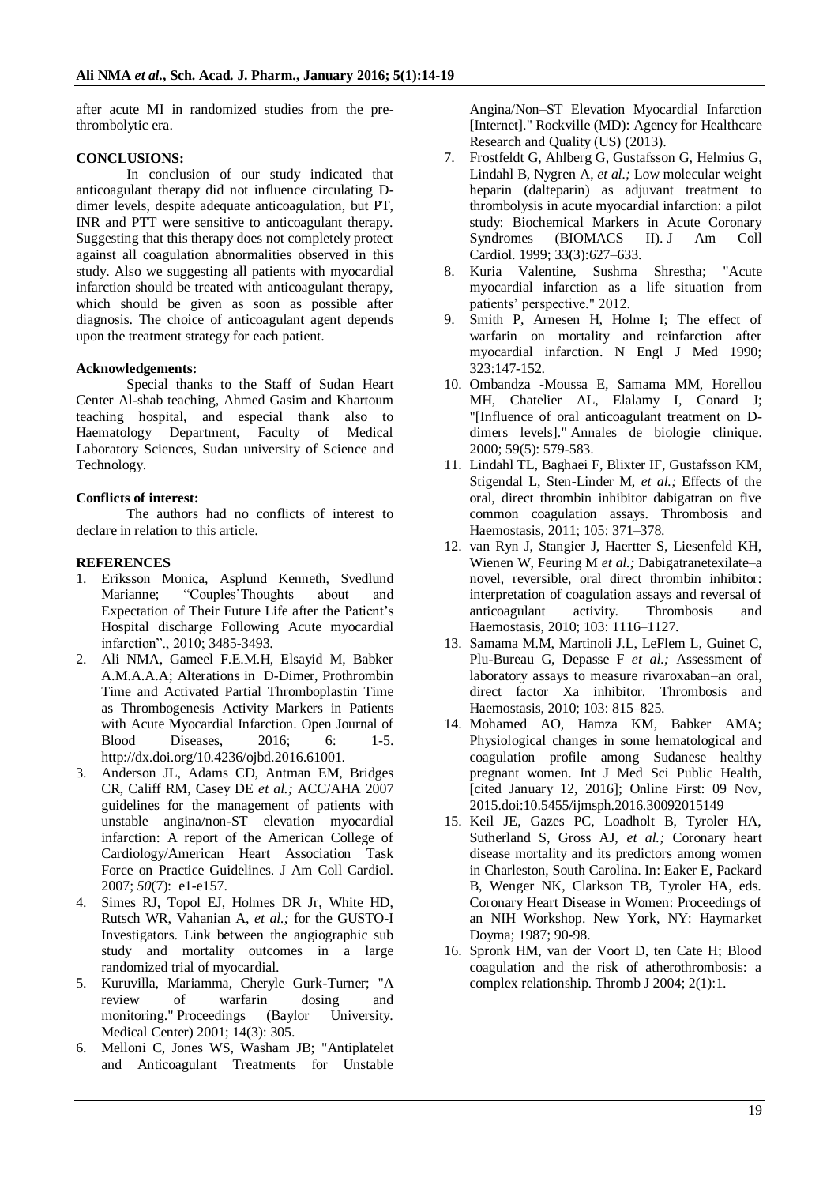after acute MI in randomized studies from the pre-thrombolytic era.

## CONCLUSIONS:

In conclusion of our study indicated that anticoagulant therapy did not influence circulating D-dimer levels, despite adequate anticoagulation, but PT, INR and PTT were sensitive to anticoagulant therapy. Suggesting that this therapy does not completely protect against all coagulation abnormalities observed in this study. Also we suggesting all patients with myocardial infarction should be treated with anticoagulant therapy, which should be given as soon as possible after diagnosis. The choice of anticoagulant agent depends upon the treatment strategy for each patient.

## Acknowledgements:

Special thanks to the Staff of Sudan Heart Center Al-shab teaching, Ahmed Gasim and Khartoum teaching hospital, and especial thank also to Haematology Department, Faculty of Medical Laboratory Sciences, Sudan university of Science and Technology.

## Conflicts of interest:

The authors had no conflicts of interest to declare in relation to this article.

## REFERENCES

1. Eriksson Monica, Asplund Kenneth, Svedlund Marianne; "Couples'Thoughts about and Expectation of Their Future Life after the Patient's Hospital discharge Following Acute myocardial infarction"., 2010; 3485-3493.
2. Ali NMA, Gameel F.E.M.H, Elsayid M, Babker A.M.A.A.A; Alterations in D-Dimer, Prothrombin Time and Activated Partial Thromboplastin Time as Thrombogenesis Activity Markers in Patients with Acute Myocardial Infarction. Open Journal of Blood Diseases, 2016; 6: 1-5. http://dx.doi.org/10.4236/ojbd.2016.61001.
3. Anderson JL, Adams CD, Antman EM, Bridges CR, Califf RM, Casey DE *et al.;* ACC/AHA 2007 guidelines for the management of patients with unstable angina/non-ST elevation myocardial infarction: A report of the American College of Cardiology/American Heart Association Task Force on Practice Guidelines. J Am Coll Cardiol. 2007; *50*(7): e1-e157.
4. Simes RJ, Topol EJ, Holmes DR Jr, White HD, Rutsch WR, Vahanian A, *et al.;* for the GUSTO-I Investigators. Link between the angiographic sub study and mortality outcomes in a large randomized trial of myocardial.
5. Kuruvilla, Mariamma, Cheryle Gurk-Turner; "A review of warfarin dosing and monitoring." Proceedings (Baylor University. Medical Center) 2001; 14(3): 305.
6. Melloni C, Jones WS, Washam JB; "Antiplatelet and Anticoagulant Treatments for Unstable Angina/Non–ST Elevation Myocardial Infarction [Internet]." Rockville (MD): Agency for Healthcare Research and Quality (US) (2013).
7. Frostfeldt G, Ahlberg G, Gustafsson G, Helmius G, Lindahl B, Nygren A, *et al.;* Low molecular weight heparin (dalteparin) as adjuvant treatment to thrombolysis in acute myocardial infarction: a pilot study: Biochemical Markers in Acute Coronary Syndromes (BIOMACS II). J Am Coll Cardiol. 1999; 33(3):627–633.
8. Kuria Valentine, Sushma Shrestha; "Acute myocardial infarction as a life situation from patients' perspective." 2012.
9. Smith P, Arnesen H, Holme I; The effect of warfarin on mortality and reinfarction after myocardial infarction. N Engl J Med 1990; 323:147-152.
10. Ombandza -Moussa E, Samama MM, Horellou MH, Chatelier AL, Elalamy I, Conard J; "[Influence of oral anticoagulant treatment on D-dimers levels]." Annales de biologie clinique. 2000; 59(5): 579-583.
11. Lindahl TL, Baghaei F, Blixter IF, Gustafsson KM, Stigendal L, Sten-Linder M, *et al.;* Effects of the oral, direct thrombin inhibitor dabigatran on five common coagulation assays. Thrombosis and Haemostasis, 2011; 105: 371–378.
12. van Ryn J, Stangier J, Haertter S, Liesenfeld KH, Wienen W, Feuring M *et al.;* Dabigatranetexilate–a novel, reversible, oral direct thrombin inhibitor: interpretation of coagulation assays and reversal of anticoagulant activity. Thrombosis and Haemostasis, 2010; 103: 1116–1127.
13. Samama M.M, Martinoli J.L, LeFlem L, Guinet C, Plu-Bureau G, Depasse F *et al.;* Assessment of laboratory assays to measure rivaroxaban–an oral, direct factor Xa inhibitor. Thrombosis and Haemostasis, 2010; 103: 815–825.
14. Mohamed AO, Hamza KM, Babker AMA; Physiological changes in some hematological and coagulation profile among Sudanese healthy pregnant women. Int J Med Sci Public Health, [cited January 12, 2016]; Online First: 09 Nov, 2015.doi:10.5455/ijmsph.2016.30092015149
15. Keil JE, Gazes PC, Loadholt B, Tyroler HA, Sutherland S, Gross AJ, *et al.;* Coronary heart disease mortality and its predictors among women in Charleston, South Carolina. In: Eaker E, Packard B, Wenger NK, Clarkson TB, Tyroler HA, eds. Coronary Heart Disease in Women: Proceedings of an NIH Workshop. New York, NY: Haymarket Doyma; 1987; 90-98.
16. Spronk HM, van der Voort D, ten Cate H; Blood coagulation and the risk of atherothrombosis: a complex relationship. Thromb J 2004; 2(1):1.